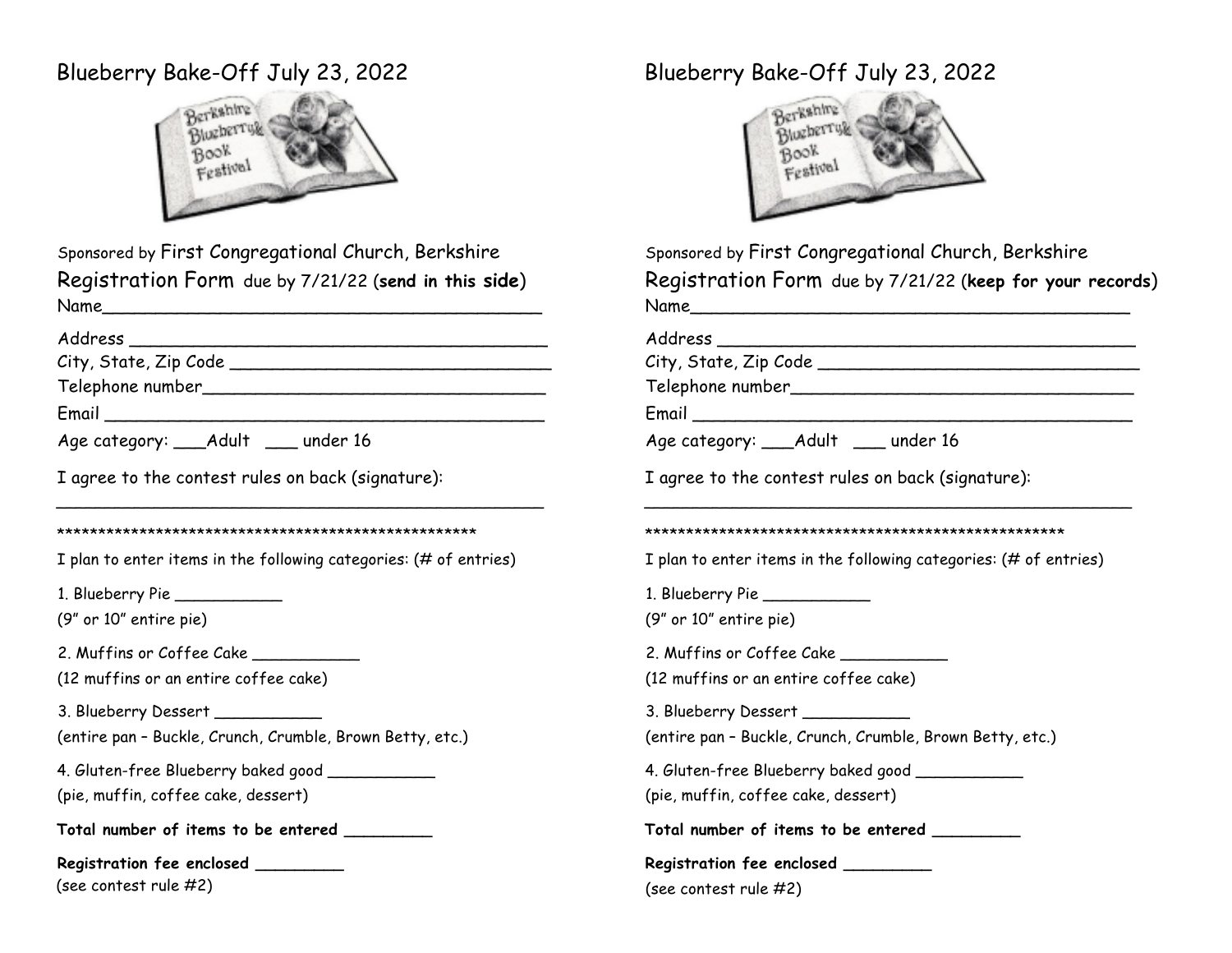# Blueberry Bake-Off July 23, 2022

Sponsored by First Congregational Church, Berkshire

Registration Form due by 7/21/22 (**send in this side**)

Name__________________________________________

Address ________________________________________

City, State, Zip Code ______________________________

Telephone number_________________________________

Email __________________________________________

Age category: ___Adult ___ under 16

I agree to the contest rules on back (signature):

________________________________________________

****************************************************

I plan to enter items in the following categories: (# of entries)

1. Blueberry Pie ___________
(9" or 10" entire pie)

2. Muffins or Coffee Cake ___________
(12 muffins or an entire coffee cake)

3. Blueberry Dessert ___________
(entire pan – Buckle, Crunch, Crumble, Brown Betty, etc.)

4. Gluten-free Blueberry baked good ___________
(pie, muffin, coffee cake, dessert)

**Total number of items to be entered _________**

**Registration fee enclosed _________**
(see contest rule #2)

# Blueberry Bake-Off July 23, 2022

Sponsored by First Congregational Church, Berkshire

Registration Form due by 7/21/22 (**keep for your records**)

Name__________________________________________

Address ________________________________________

City, State, Zip Code ______________________________

Telephone number_________________________________

Email __________________________________________

Age category: ___Adult ___ under 16

I agree to the contest rules on back (signature):

________________________________________________

****************************************************

I plan to enter items in the following categories: (# of entries)

1. Blueberry Pie ___________
(9" or 10" entire pie)

2. Muffins or Coffee Cake ___________
(12 muffins or an entire coffee cake)

3. Blueberry Dessert ___________
(entire pan – Buckle, Crunch, Crumble, Brown Betty, etc.)

4. Gluten-free Blueberry baked good ___________
(pie, muffin, coffee cake, dessert)

**Total number of items to be entered _________**

**Registration fee enclosed _________**
(see contest rule #2)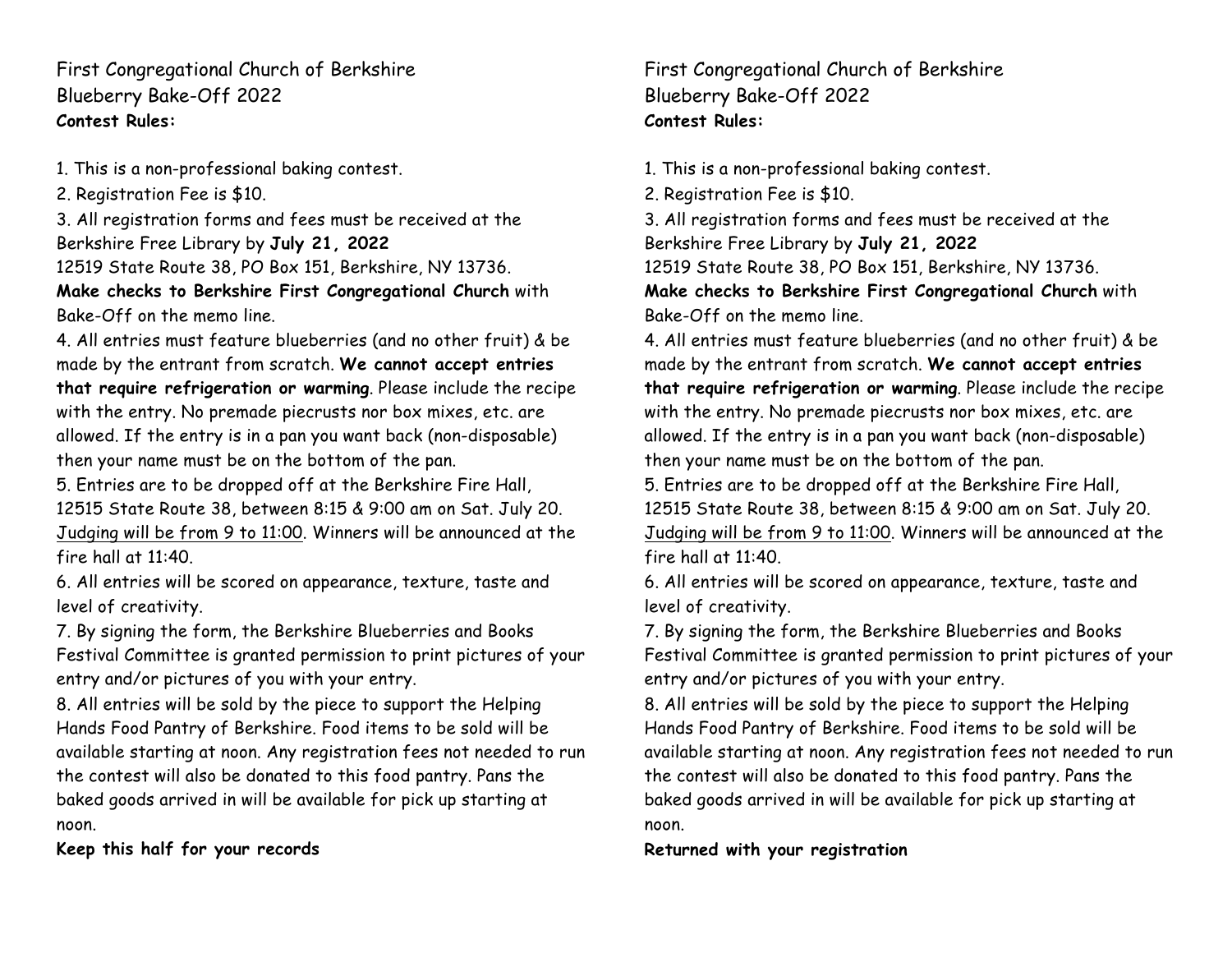First Congregational Church of Berkshire
Blueberry Bake-Off 2022
**Contest Rules:**

1. This is a non-professional baking contest.
2. Registration Fee is $10.
3. All registration forms and fees must be received at the Berkshire Free Library by **July 21, 2022**
12519 State Route 38, PO Box 151, Berkshire, NY 13736.
**Make checks to Berkshire First Congregational Church** with Bake-Off on the memo line.
4. All entries must feature blueberries (and no other fruit) & be made by the entrant from scratch. **We cannot accept entries that require refrigeration or warming**. Please include the recipe with the entry. No premade piecrusts nor box mixes, etc. are allowed. If the entry is in a pan you want back (non-disposable) then your name must be on the bottom of the pan.
5. Entries are to be dropped off at the Berkshire Fire Hall, 12515 State Route 38, between 8:15 & 9:00 am on Sat. July 20. <u>Judging will be from 9 to 11:00</u>. Winners will be announced at the fire hall at 11:40.
6. All entries will be scored on appearance, texture, taste and level of creativity.
7. By signing the form, the Berkshire Blueberries and Books Festival Committee is granted permission to print pictures of your entry and/or pictures of you with your entry.
8. All entries will be sold by the piece to support the Helping Hands Food Pantry of Berkshire. Food items to be sold will be available starting at noon. Any registration fees not needed to run the contest will also be donated to this food pantry. Pans the baked goods arrived in will be available for pick up starting at noon.

**Keep this half for your records**

First Congregational Church of Berkshire
Blueberry Bake-Off 2022
**Contest Rules:**

1. This is a non-professional baking contest.
2. Registration Fee is $10.
3. All registration forms and fees must be received at the Berkshire Free Library by **July 21, 2022**
12519 State Route 38, PO Box 151, Berkshire, NY 13736.
**Make checks to Berkshire First Congregational Church** with Bake-Off on the memo line.
4. All entries must feature blueberries (and no other fruit) & be made by the entrant from scratch. **We cannot accept entries that require refrigeration or warming**. Please include the recipe with the entry. No premade piecrusts nor box mixes, etc. are allowed. If the entry is in a pan you want back (non-disposable) then your name must be on the bottom of the pan.
5. Entries are to be dropped off at the Berkshire Fire Hall, 12515 State Route 38, between 8:15 & 9:00 am on Sat. July 20. <u>Judging will be from 9 to 11:00</u>. Winners will be announced at the fire hall at 11:40.
6. All entries will be scored on appearance, texture, taste and level of creativity.
7. By signing the form, the Berkshire Blueberries and Books Festival Committee is granted permission to print pictures of your entry and/or pictures of you with your entry.
8. All entries will be sold by the piece to support the Helping Hands Food Pantry of Berkshire. Food items to be sold will be available starting at noon. Any registration fees not needed to run the contest will also be donated to this food pantry. Pans the baked goods arrived in will be available for pick up starting at noon.

**Returned with your registration**